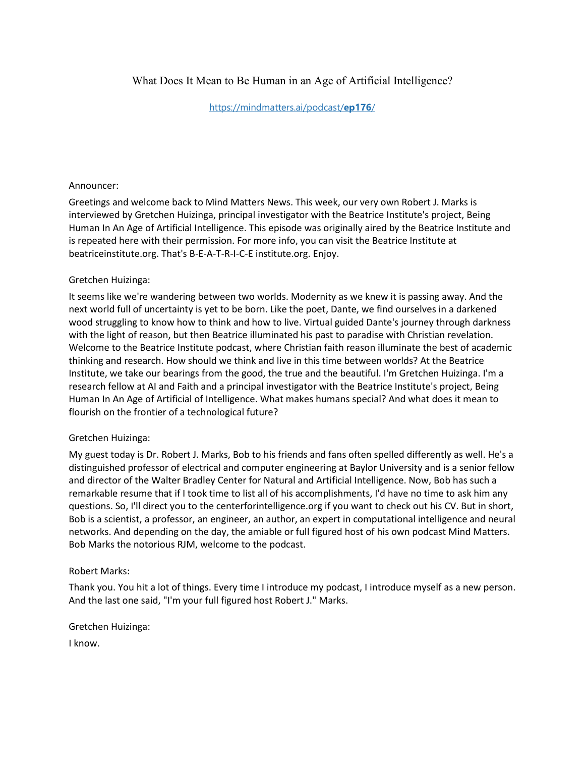# What Does It Mean to Be Human in an Age of Artificial Intelligence?

https://mindmatters.ai/podcast/**ep176**/

Announcer:

Greetings and welcome back to Mind Matters News. This week, our very own Robert J. Marks is interviewed by Gretchen Huizinga, principal investigator with the Beatrice Institute's project, Being Human In An Age of Artificial Intelligence. This episode was originally aired by the Beatrice Institute and is repeated here with their permission. For more info, you can visit the Beatrice Institute at beatriceinstitute.org. That's B-E-A-T-R-I-C-E institute.org. Enjoy.

Gretchen Huizinga:

It seems like we're wandering between two worlds. Modernity as we knew it is passing away. And the next world full of uncertainty is yet to be born. Like the poet, Dante, we find ourselves in a darkened wood struggling to know how to think and how to live. Virtual guided Dante's journey through darkness with the light of reason, but then Beatrice illuminated his past to paradise with Christian revelation. Welcome to the Beatrice Institute podcast, where Christian faith reason illuminate the best of academic thinking and research. How should we think and live in this time between worlds? At the Beatrice Institute, we take our bearings from the good, the true and the beautiful. I'm Gretchen Huizinga. I'm a research fellow at AI and Faith and a principal investigator with the Beatrice Institute's project, Being Human In An Age of Artificial of Intelligence. What makes humans special? And what does it mean to flourish on the frontier of a technological future?

Gretchen Huizinga:

My guest today is Dr. Robert J. Marks, Bob to his friends and fans often spelled differently as well. He's a distinguished professor of electrical and computer engineering at Baylor University and is a senior fellow and director of the Walter Bradley Center for Natural and Artificial Intelligence. Now, Bob has such a remarkable resume that if I took time to list all of his accomplishments, I'd have no time to ask him any questions. So, I'll direct you to the centerforintelligence.org if you want to check out his CV. But in short, Bob is a scientist, a professor, an engineer, an author, an expert in computational intelligence and neural networks. And depending on the day, the amiable or full figured host of his own podcast Mind Matters. Bob Marks the notorious RJM, welcome to the podcast.

Robert Marks:

Thank you. You hit a lot of things. Every time I introduce my podcast, I introduce myself as a new person. And the last one said, "I'm your full figured host Robert J." Marks.

Gretchen Huizinga:

I know.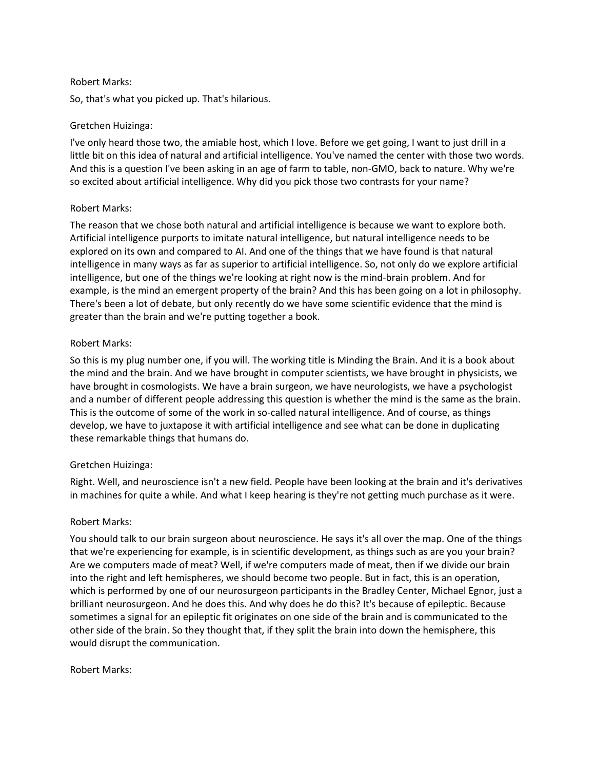Robert Marks:

So, that's what you picked up. That's hilarious.

Gretchen Huizinga:

I've only heard those two, the amiable host, which I love. Before we get going, I want to just drill in a little bit on this idea of natural and artificial intelligence. You've named the center with those two words. And this is a question I've been asking in an age of farm to table, non-GMO, back to nature. Why we're so excited about artificial intelligence. Why did you pick those two contrasts for your name?

Robert Marks:

The reason that we chose both natural and artificial intelligence is because we want to explore both. Artificial intelligence purports to imitate natural intelligence, but natural intelligence needs to be explored on its own and compared to AI. And one of the things that we have found is that natural intelligence in many ways as far as superior to artificial intelligence. So, not only do we explore artificial intelligence, but one of the things we're looking at right now is the mind-brain problem. And for example, is the mind an emergent property of the brain? And this has been going on a lot in philosophy. There's been a lot of debate, but only recently do we have some scientific evidence that the mind is greater than the brain and we're putting together a book.

Robert Marks:

So this is my plug number one, if you will. The working title is Minding the Brain. And it is a book about the mind and the brain. And we have brought in computer scientists, we have brought in physicists, we have brought in cosmologists. We have a brain surgeon, we have neurologists, we have a psychologist and a number of different people addressing this question is whether the mind is the same as the brain. This is the outcome of some of the work in so-called natural intelligence. And of course, as things develop, we have to juxtapose it with artificial intelligence and see what can be done in duplicating these remarkable things that humans do.

Gretchen Huizinga:

Right. Well, and neuroscience isn't a new field. People have been looking at the brain and it's derivatives in machines for quite a while. And what I keep hearing is they're not getting much purchase as it were.

Robert Marks:

You should talk to our brain surgeon about neuroscience. He says it's all over the map. One of the things that we're experiencing for example, is in scientific development, as things such as are you your brain? Are we computers made of meat? Well, if we're computers made of meat, then if we divide our brain into the right and left hemispheres, we should become two people. But in fact, this is an operation, which is performed by one of our neurosurgeon participants in the Bradley Center, Michael Egnor, just a brilliant neurosurgeon. And he does this. And why does he do this? It's because of epileptic. Because sometimes a signal for an epileptic fit originates on one side of the brain and is communicated to the other side of the brain. So they thought that, if they split the brain into down the hemisphere, this would disrupt the communication.

Robert Marks: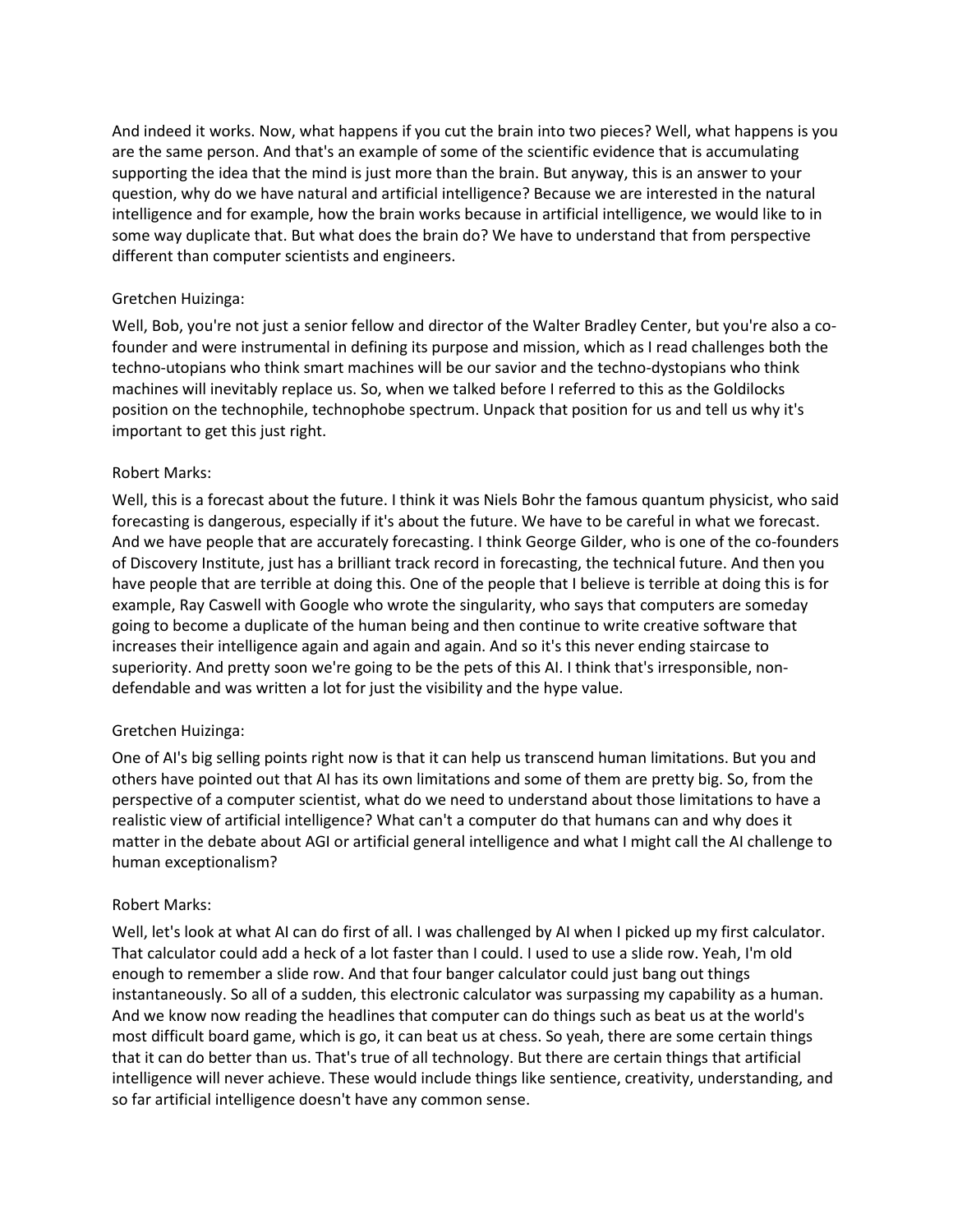And indeed it works. Now, what happens if you cut the brain into two pieces? Well, what happens is you are the same person. And that's an example of some of the scientific evidence that is accumulating supporting the idea that the mind is just more than the brain. But anyway, this is an answer to your question, why do we have natural and artificial intelligence? Because we are interested in the natural intelligence and for example, how the brain works because in artificial intelligence, we would like to in some way duplicate that. But what does the brain do? We have to understand that from perspective different than computer scientists and engineers.

Gretchen Huizinga:

Well, Bob, you're not just a senior fellow and director of the Walter Bradley Center, but you're also a co-founder and were instrumental in defining its purpose and mission, which as I read challenges both the techno-utopians who think smart machines will be our savior and the techno-dystopians who think machines will inevitably replace us. So, when we talked before I referred to this as the Goldilocks position on the technophile, technophobe spectrum. Unpack that position for us and tell us why it's important to get this just right.

Robert Marks:

Well, this is a forecast about the future. I think it was Niels Bohr the famous quantum physicist, who said forecasting is dangerous, especially if it's about the future. We have to be careful in what we forecast. And we have people that are accurately forecasting. I think George Gilder, who is one of the co-founders of Discovery Institute, just has a brilliant track record in forecasting, the technical future. And then you have people that are terrible at doing this. One of the people that I believe is terrible at doing this is for example, Ray Caswell with Google who wrote the singularity, who says that computers are someday going to become a duplicate of the human being and then continue to write creative software that increases their intelligence again and again and again. And so it's this never ending staircase to superiority. And pretty soon we're going to be the pets of this AI. I think that's irresponsible, non-defendable and was written a lot for just the visibility and the hype value.

Gretchen Huizinga:

One of AI's big selling points right now is that it can help us transcend human limitations. But you and others have pointed out that AI has its own limitations and some of them are pretty big. So, from the perspective of a computer scientist, what do we need to understand about those limitations to have a realistic view of artificial intelligence? What can't a computer do that humans can and why does it matter in the debate about AGI or artificial general intelligence and what I might call the AI challenge to human exceptionalism?

Robert Marks:

Well, let's look at what AI can do first of all. I was challenged by AI when I picked up my first calculator. That calculator could add a heck of a lot faster than I could. I used to use a slide row. Yeah, I'm old enough to remember a slide row. And that four banger calculator could just bang out things instantaneously. So all of a sudden, this electronic calculator was surpassing my capability as a human. And we know now reading the headlines that computer can do things such as beat us at the world's most difficult board game, which is go, it can beat us at chess. So yeah, there are some certain things that it can do better than us. That's true of all technology. But there are certain things that artificial intelligence will never achieve. These would include things like sentience, creativity, understanding, and so far artificial intelligence doesn't have any common sense.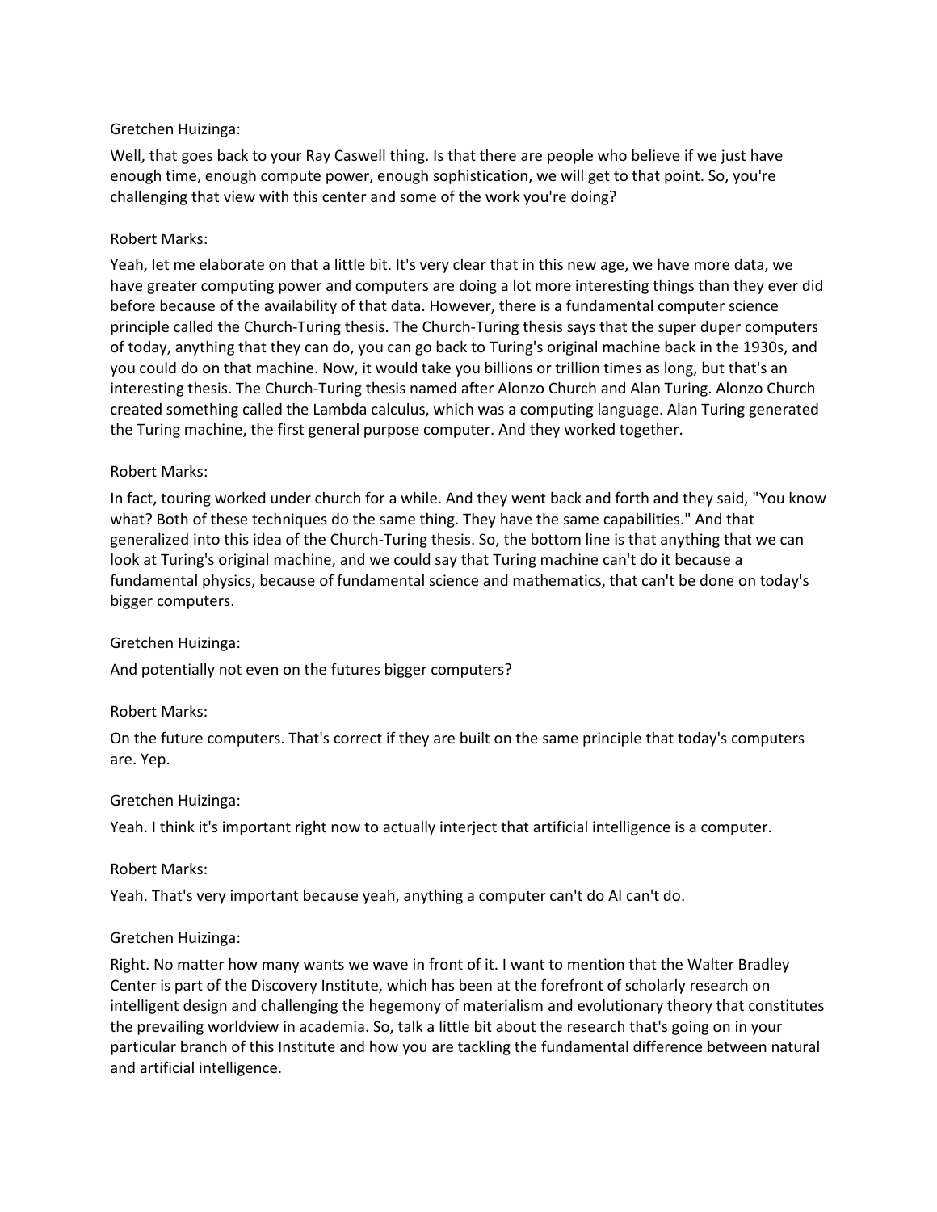Gretchen Huizinga:

Well, that goes back to your Ray Caswell thing. Is that there are people who believe if we just have enough time, enough compute power, enough sophistication, we will get to that point. So, you're challenging that view with this center and some of the work you're doing?

Robert Marks:

Yeah, let me elaborate on that a little bit. It's very clear that in this new age, we have more data, we have greater computing power and computers are doing a lot more interesting things than they ever did before because of the availability of that data. However, there is a fundamental computer science principle called the Church-Turing thesis. The Church-Turing thesis says that the super duper computers of today, anything that they can do, you can go back to Turing's original machine back in the 1930s, and you could do on that machine. Now, it would take you billions or trillion times as long, but that's an interesting thesis. The Church-Turing thesis named after Alonzo Church and Alan Turing. Alonzo Church created something called the Lambda calculus, which was a computing language. Alan Turing generated the Turing machine, the first general purpose computer. And they worked together.

Robert Marks:

In fact, touring worked under church for a while. And they went back and forth and they said, "You know what? Both of these techniques do the same thing. They have the same capabilities." And that generalized into this idea of the Church-Turing thesis. So, the bottom line is that anything that we can look at Turing's original machine, and we could say that Turing machine can't do it because a fundamental physics, because of fundamental science and mathematics, that can't be done on today's bigger computers.

Gretchen Huizinga:

And potentially not even on the futures bigger computers?

Robert Marks:

On the future computers. That's correct if they are built on the same principle that today's computers are. Yep.

Gretchen Huizinga:

Yeah. I think it's important right now to actually interject that artificial intelligence is a computer.

Robert Marks:

Yeah. That's very important because yeah, anything a computer can't do AI can't do.

Gretchen Huizinga:

Right. No matter how many wants we wave in front of it. I want to mention that the Walter Bradley Center is part of the Discovery Institute, which has been at the forefront of scholarly research on intelligent design and challenging the hegemony of materialism and evolutionary theory that constitutes the prevailing worldview in academia. So, talk a little bit about the research that's going on in your particular branch of this Institute and how you are tackling the fundamental difference between natural and artificial intelligence.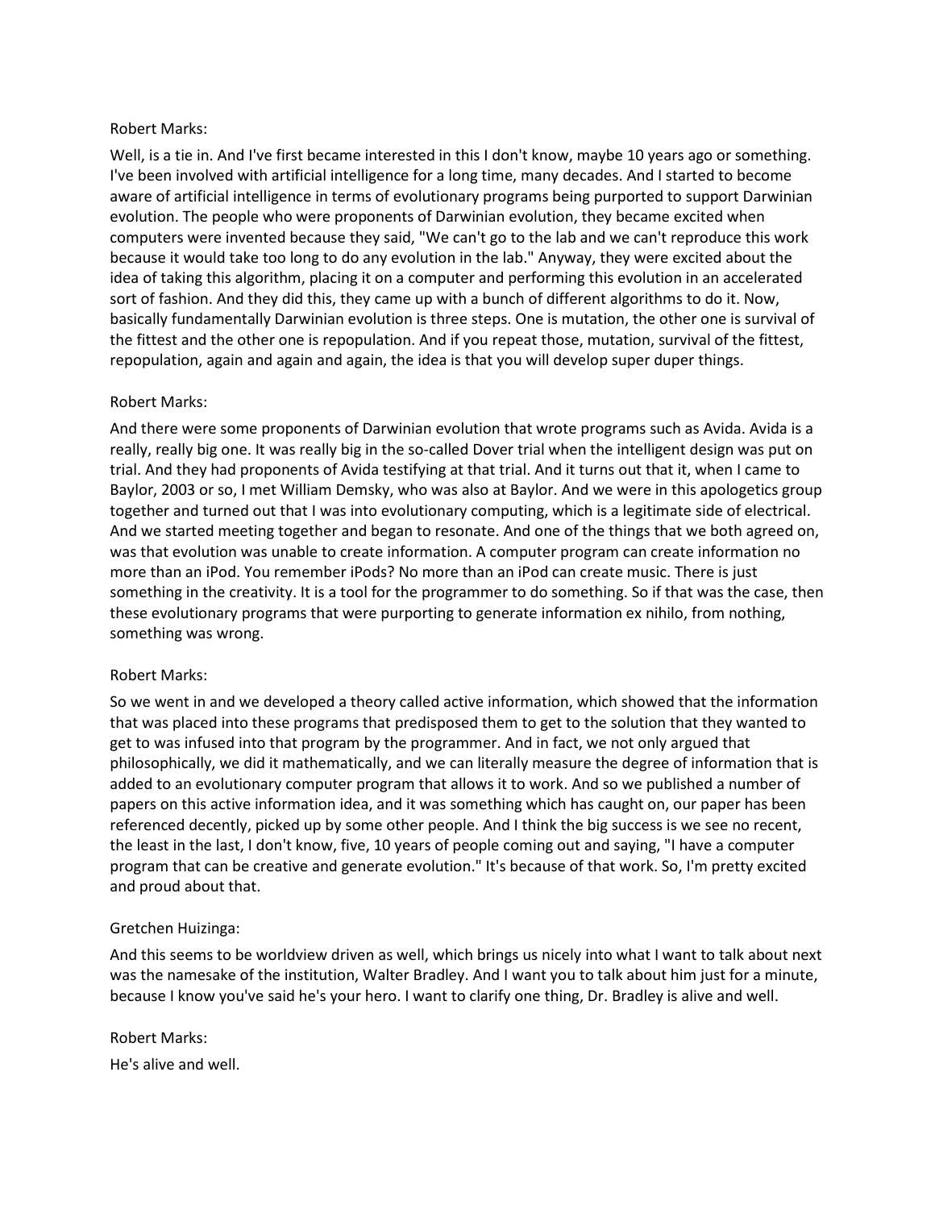Robert Marks:

Well, is a tie in. And I've first became interested in this I don't know, maybe 10 years ago or something. I've been involved with artificial intelligence for a long time, many decades. And I started to become aware of artificial intelligence in terms of evolutionary programs being purported to support Darwinian evolution. The people who were proponents of Darwinian evolution, they became excited when computers were invented because they said, "We can't go to the lab and we can't reproduce this work because it would take too long to do any evolution in the lab." Anyway, they were excited about the idea of taking this algorithm, placing it on a computer and performing this evolution in an accelerated sort of fashion. And they did this, they came up with a bunch of different algorithms to do it. Now, basically fundamentally Darwinian evolution is three steps. One is mutation, the other one is survival of the fittest and the other one is repopulation. And if you repeat those, mutation, survival of the fittest, repopulation, again and again and again, the idea is that you will develop super duper things.

Robert Marks:

And there were some proponents of Darwinian evolution that wrote programs such as Avida. Avida is a really, really big one. It was really big in the so-called Dover trial when the intelligent design was put on trial. And they had proponents of Avida testifying at that trial. And it turns out that it, when I came to Baylor, 2003 or so, I met William Demsky, who was also at Baylor. And we were in this apologetics group together and turned out that I was into evolutionary computing, which is a legitimate side of electrical. And we started meeting together and began to resonate. And one of the things that we both agreed on, was that evolution was unable to create information. A computer program can create information no more than an iPod. You remember iPods? No more than an iPod can create music. There is just something in the creativity. It is a tool for the programmer to do something. So if that was the case, then these evolutionary programs that were purporting to generate information ex nihilo, from nothing, something was wrong.

Robert Marks:

So we went in and we developed a theory called active information, which showed that the information that was placed into these programs that predisposed them to get to the solution that they wanted to get to was infused into that program by the programmer. And in fact, we not only argued that philosophically, we did it mathematically, and we can literally measure the degree of information that is added to an evolutionary computer program that allows it to work. And so we published a number of papers on this active information idea, and it was something which has caught on, our paper has been referenced decently, picked up by some other people. And I think the big success is we see no recent, the least in the last, I don't know, five, 10 years of people coming out and saying, "I have a computer program that can be creative and generate evolution." It's because of that work. So, I'm pretty excited and proud about that.

Gretchen Huizinga:

And this seems to be worldview driven as well, which brings us nicely into what I want to talk about next was the namesake of the institution, Walter Bradley. And I want you to talk about him just for a minute, because I know you've said he's your hero. I want to clarify one thing, Dr. Bradley is alive and well.

Robert Marks:

He's alive and well.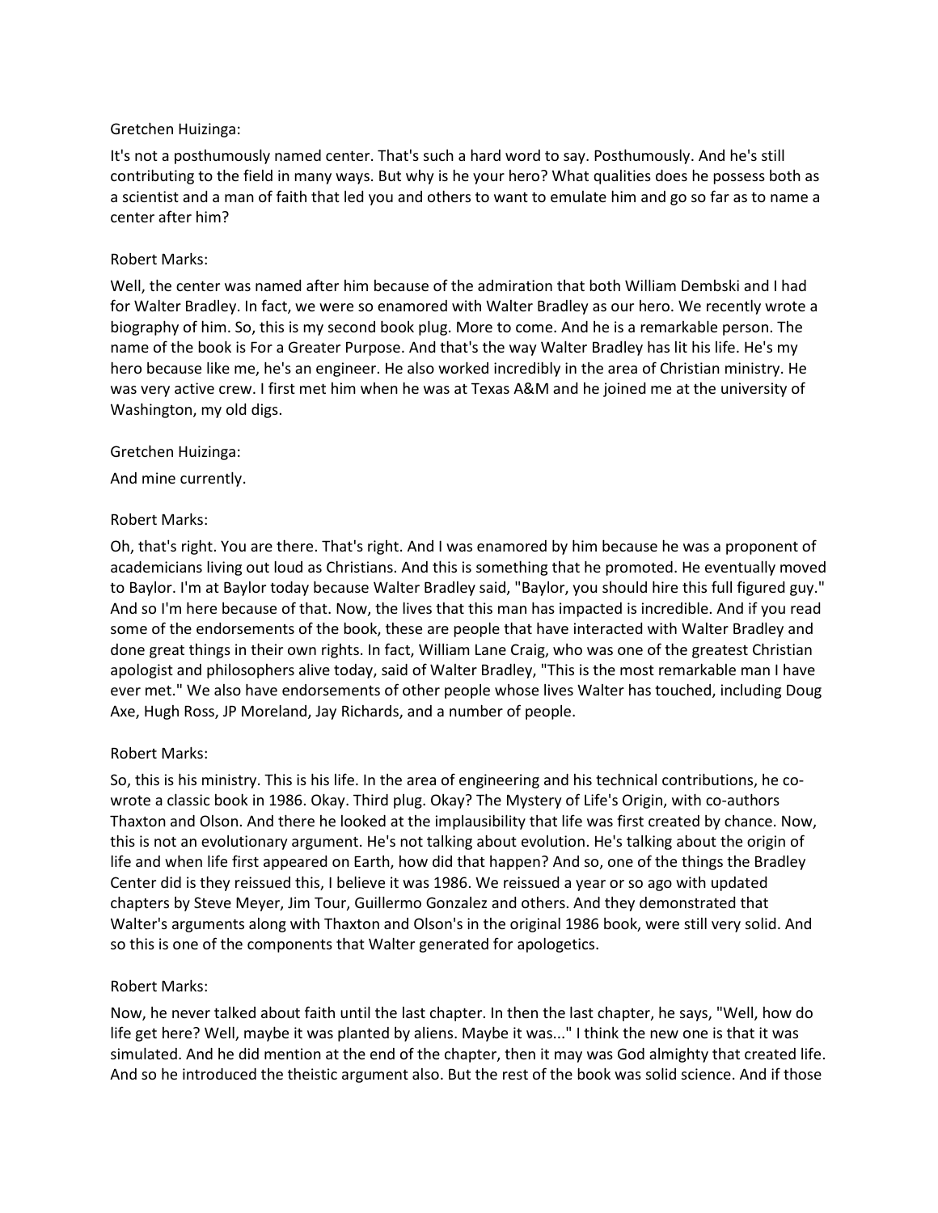Gretchen Huizinga:

It's not a posthumously named center. That's such a hard word to say. Posthumously. And he's still contributing to the field in many ways. But why is he your hero? What qualities does he possess both as a scientist and a man of faith that led you and others to want to emulate him and go so far as to name a center after him?

Robert Marks:

Well, the center was named after him because of the admiration that both William Dembski and I had for Walter Bradley. In fact, we were so enamored with Walter Bradley as our hero. We recently wrote a biography of him. So, this is my second book plug. More to come. And he is a remarkable person. The name of the book is For a Greater Purpose. And that's the way Walter Bradley has lit his life. He's my hero because like me, he's an engineer. He also worked incredibly in the area of Christian ministry. He was very active crew. I first met him when he was at Texas A&M and he joined me at the university of Washington, my old digs.

Gretchen Huizinga:

And mine currently.

Robert Marks:

Oh, that's right. You are there. That's right. And I was enamored by him because he was a proponent of academicians living out loud as Christians. And this is something that he promoted. He eventually moved to Baylor. I'm at Baylor today because Walter Bradley said, "Baylor, you should hire this full figured guy." And so I'm here because of that. Now, the lives that this man has impacted is incredible. And if you read some of the endorsements of the book, these are people that have interacted with Walter Bradley and done great things in their own rights. In fact, William Lane Craig, who was one of the greatest Christian apologist and philosophers alive today, said of Walter Bradley, "This is the most remarkable man I have ever met." We also have endorsements of other people whose lives Walter has touched, including Doug Axe, Hugh Ross, JP Moreland, Jay Richards, and a number of people.

Robert Marks:

So, this is his ministry. This is his life. In the area of engineering and his technical contributions, he co-wrote a classic book in 1986. Okay. Third plug. Okay? The Mystery of Life's Origin, with co-authors Thaxton and Olson. And there he looked at the implausibility that life was first created by chance. Now, this is not an evolutionary argument. He's not talking about evolution. He's talking about the origin of life and when life first appeared on Earth, how did that happen? And so, one of the things the Bradley Center did is they reissued this, I believe it was 1986. We reissued a year or so ago with updated chapters by Steve Meyer, Jim Tour, Guillermo Gonzalez and others. And they demonstrated that Walter's arguments along with Thaxton and Olson's in the original 1986 book, were still very solid. And so this is one of the components that Walter generated for apologetics.

Robert Marks:

Now, he never talked about faith until the last chapter. In then the last chapter, he says, "Well, how do life get here? Well, maybe it was planted by aliens. Maybe it was..." I think the new one is that it was simulated. And he did mention at the end of the chapter, then it may was God almighty that created life. And so he introduced the theistic argument also. But the rest of the book was solid science. And if those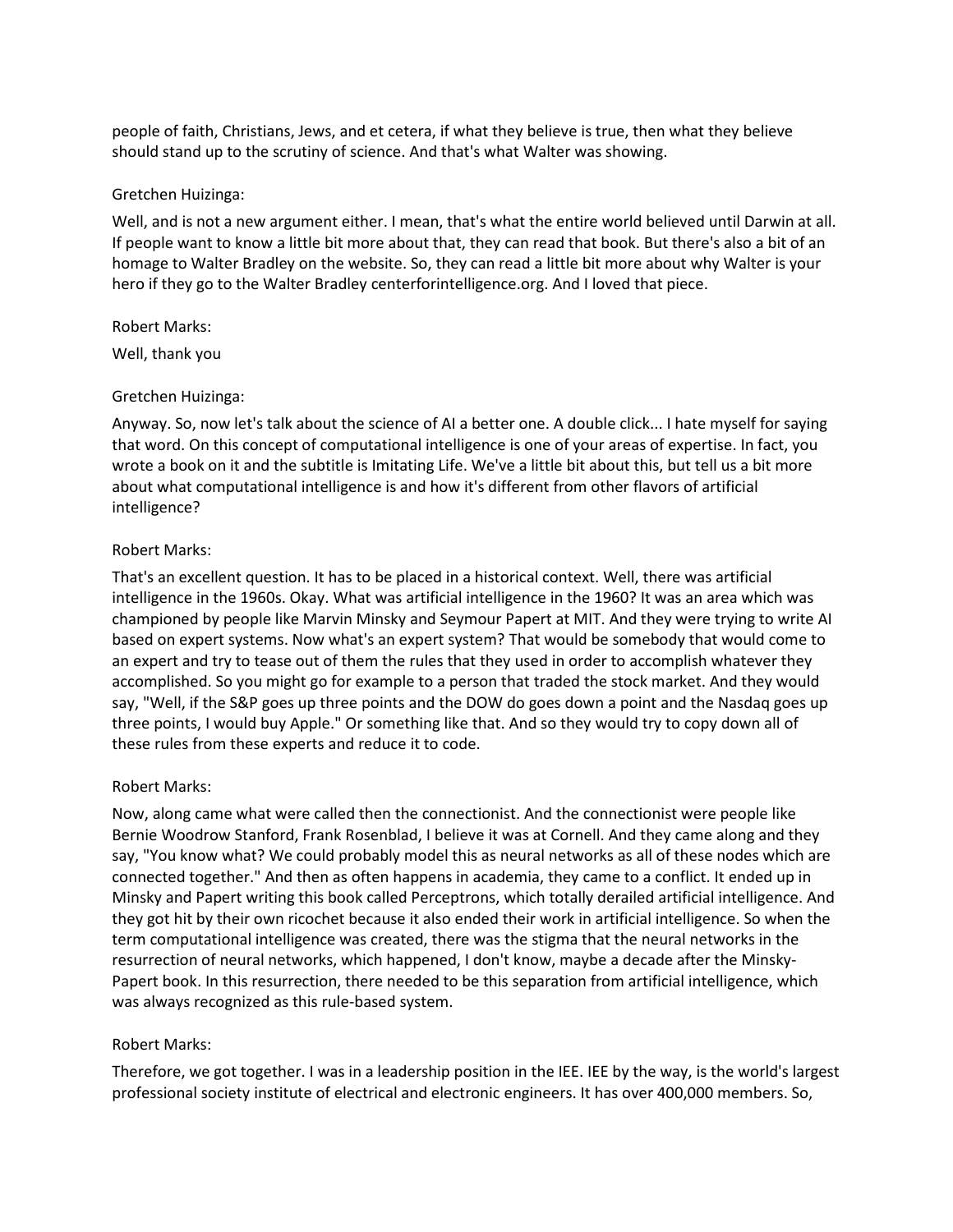people of faith, Christians, Jews, and et cetera, if what they believe is true, then what they believe should stand up to the scrutiny of science. And that's what Walter was showing.

Gretchen Huizinga:

Well, and is not a new argument either. I mean, that's what the entire world believed until Darwin at all. If people want to know a little bit more about that, they can read that book. But there's also a bit of an homage to Walter Bradley on the website. So, they can read a little bit more about why Walter is your hero if they go to the Walter Bradley centerforintelligence.org. And I loved that piece.

Robert Marks:

Well, thank you

Gretchen Huizinga:

Anyway. So, now let's talk about the science of AI a better one. A double click... I hate myself for saying that word. On this concept of computational intelligence is one of your areas of expertise. In fact, you wrote a book on it and the subtitle is Imitating Life. We've a little bit about this, but tell us a bit more about what computational intelligence is and how it's different from other flavors of artificial intelligence?

Robert Marks:

That's an excellent question. It has to be placed in a historical context. Well, there was artificial intelligence in the 1960s. Okay. What was artificial intelligence in the 1960? It was an area which was championed by people like Marvin Minsky and Seymour Papert at MIT. And they were trying to write AI based on expert systems. Now what's an expert system? That would be somebody that would come to an expert and try to tease out of them the rules that they used in order to accomplish whatever they accomplished. So you might go for example to a person that traded the stock market. And they would say, "Well, if the S&P goes up three points and the DOW do goes down a point and the Nasdaq goes up three points, I would buy Apple." Or something like that. And so they would try to copy down all of these rules from these experts and reduce it to code.

Robert Marks:

Now, along came what were called then the connectionist. And the connectionist were people like Bernie Woodrow Stanford, Frank Rosenblad, I believe it was at Cornell. And they came along and they say, "You know what? We could probably model this as neural networks as all of these nodes which are connected together." And then as often happens in academia, they came to a conflict. It ended up in Minsky and Papert writing this book called Perceptrons, which totally derailed artificial intelligence. And they got hit by their own ricochet because it also ended their work in artificial intelligence. So when the term computational intelligence was created, there was the stigma that the neural networks in the resurrection of neural networks, which happened, I don't know, maybe a decade after the Minsky-Papert book. In this resurrection, there needed to be this separation from artificial intelligence, which was always recognized as this rule-based system.

Robert Marks:

Therefore, we got together. I was in a leadership position in the IEE. IEE by the way, is the world's largest professional society institute of electrical and electronic engineers. It has over 400,000 members. So,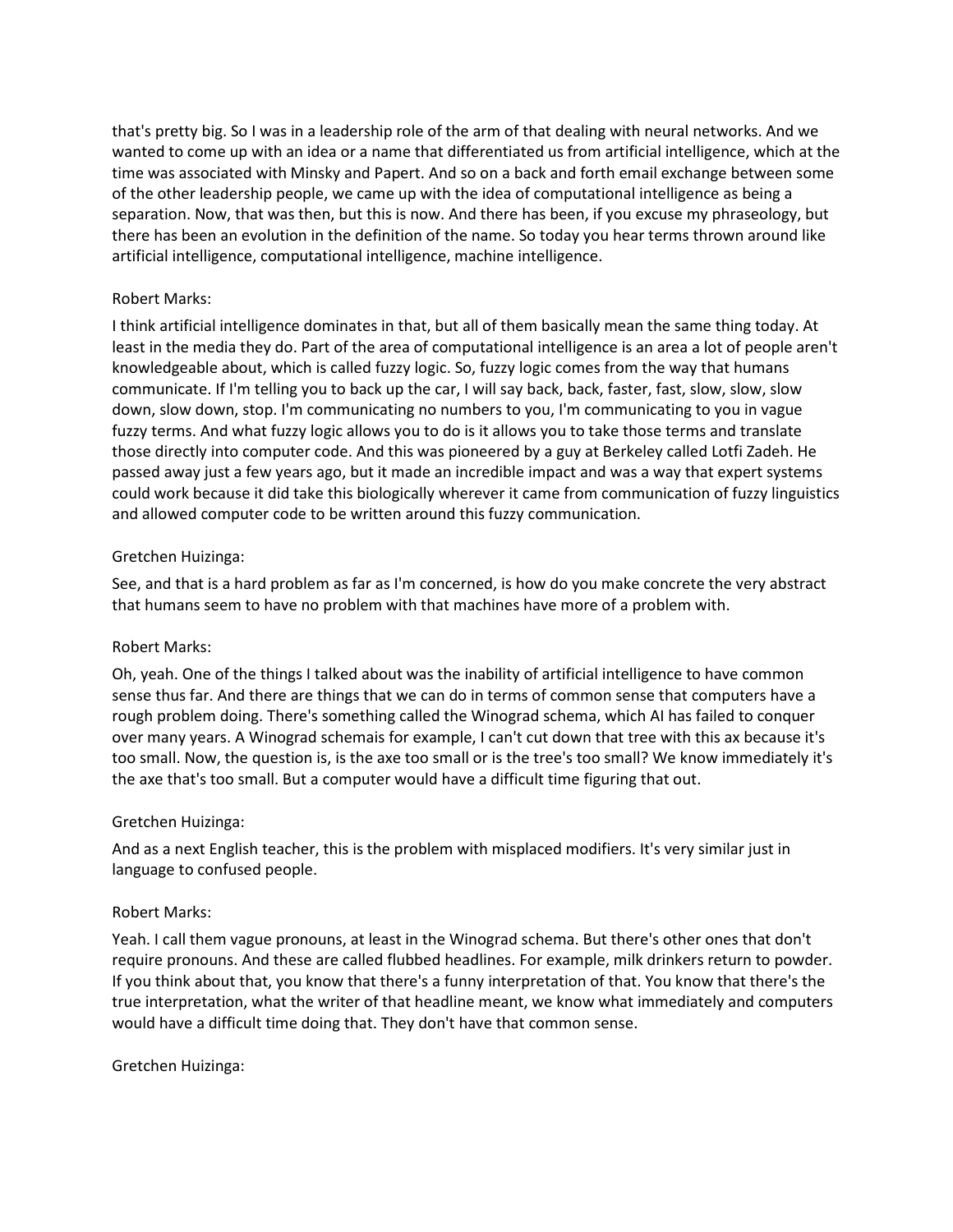that's pretty big. So I was in a leadership role of the arm of that dealing with neural networks. And we wanted to come up with an idea or a name that differentiated us from artificial intelligence, which at the time was associated with Minsky and Papert. And so on a back and forth email exchange between some of the other leadership people, we came up with the idea of computational intelligence as being a separation. Now, that was then, but this is now. And there has been, if you excuse my phraseology, but there has been an evolution in the definition of the name. So today you hear terms thrown around like artificial intelligence, computational intelligence, machine intelligence.

Robert Marks:

I think artificial intelligence dominates in that, but all of them basically mean the same thing today. At least in the media they do. Part of the area of computational intelligence is an area a lot of people aren't knowledgeable about, which is called fuzzy logic. So, fuzzy logic comes from the way that humans communicate. If I'm telling you to back up the car, I will say back, back, faster, fast, slow, slow, slow down, slow down, stop. I'm communicating no numbers to you, I'm communicating to you in vague fuzzy terms. And what fuzzy logic allows you to do is it allows you to take those terms and translate those directly into computer code. And this was pioneered by a guy at Berkeley called Lotfi Zadeh. He passed away just a few years ago, but it made an incredible impact and was a way that expert systems could work because it did take this biologically wherever it came from communication of fuzzy linguistics and allowed computer code to be written around this fuzzy communication.

Gretchen Huizinga:

See, and that is a hard problem as far as I'm concerned, is how do you make concrete the very abstract that humans seem to have no problem with that machines have more of a problem with.

Robert Marks:

Oh, yeah. One of the things I talked about was the inability of artificial intelligence to have common sense thus far. And there are things that we can do in terms of common sense that computers have a rough problem doing. There's something called the Winograd schema, which AI has failed to conquer over many years. A Winograd schemais for example, I can't cut down that tree with this ax because it's too small. Now, the question is, is the axe too small or is the tree's too small? We know immediately it's the axe that's too small. But a computer would have a difficult time figuring that out.

Gretchen Huizinga:

And as a next English teacher, this is the problem with misplaced modifiers. It's very similar just in language to confused people.

Robert Marks:

Yeah. I call them vague pronouns, at least in the Winograd schema. But there's other ones that don't require pronouns. And these are called flubbed headlines. For example, milk drinkers return to powder. If you think about that, you know that there's a funny interpretation of that. You know that there's the true interpretation, what the writer of that headline meant, we know what immediately and computers would have a difficult time doing that. They don't have that common sense.

Gretchen Huizinga: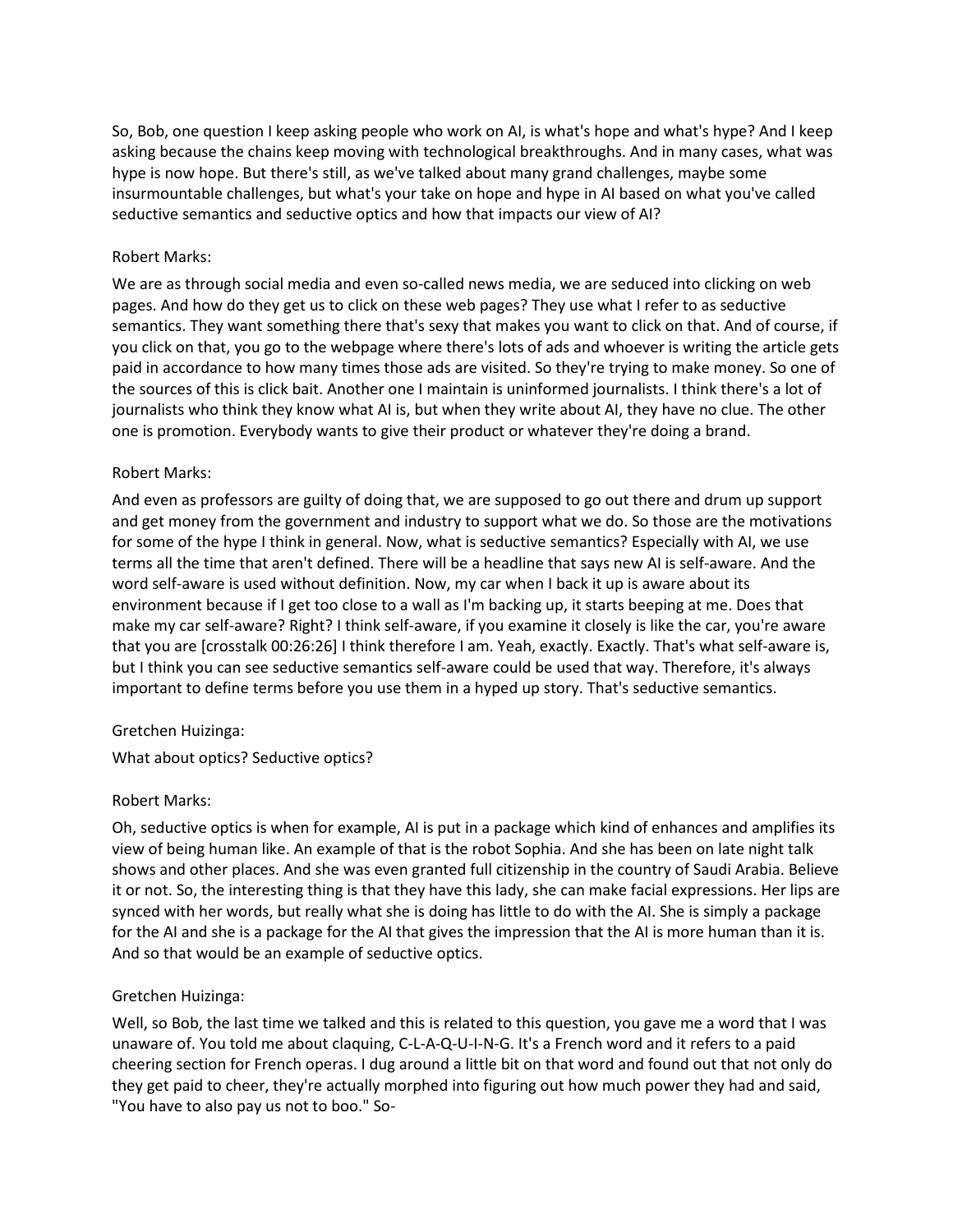So, Bob, one question I keep asking people who work on AI, is what's hope and what's hype? And I keep asking because the chains keep moving with technological breakthroughs. And in many cases, what was hype is now hope. But there's still, as we've talked about many grand challenges, maybe some insurmountable challenges, but what's your take on hope and hype in AI based on what you've called seductive semantics and seductive optics and how that impacts our view of AI?

Robert Marks:

We are as through social media and even so-called news media, we are seduced into clicking on web pages. And how do they get us to click on these web pages? They use what I refer to as seductive semantics. They want something there that's sexy that makes you want to click on that. And of course, if you click on that, you go to the webpage where there's lots of ads and whoever is writing the article gets paid in accordance to how many times those ads are visited. So they're trying to make money. So one of the sources of this is click bait. Another one I maintain is uninformed journalists. I think there's a lot of journalists who think they know what AI is, but when they write about AI, they have no clue. The other one is promotion. Everybody wants to give their product or whatever they're doing a brand.

Robert Marks:

And even as professors are guilty of doing that, we are supposed to go out there and drum up support and get money from the government and industry to support what we do. So those are the motivations for some of the hype I think in general. Now, what is seductive semantics? Especially with AI, we use terms all the time that aren't defined. There will be a headline that says new AI is self-aware. And the word self-aware is used without definition. Now, my car when I back it up is aware about its environment because if I get too close to a wall as I'm backing up, it starts beeping at me. Does that make my car self-aware? Right? I think self-aware, if you examine it closely is like the car, you're aware that you are [crosstalk 00:26:26] I think therefore I am. Yeah, exactly. Exactly. That's what self-aware is, but I think you can see seductive semantics self-aware could be used that way. Therefore, it's always important to define terms before you use them in a hyped up story. That's seductive semantics.

Gretchen Huizinga:

What about optics? Seductive optics?

Robert Marks:

Oh, seductive optics is when for example, AI is put in a package which kind of enhances and amplifies its view of being human like. An example of that is the robot Sophia. And she has been on late night talk shows and other places. And she was even granted full citizenship in the country of Saudi Arabia. Believe it or not. So, the interesting thing is that they have this lady, she can make facial expressions. Her lips are synced with her words, but really what she is doing has little to do with the AI. She is simply a package for the AI and she is a package for the AI that gives the impression that the AI is more human than it is. And so that would be an example of seductive optics.

Gretchen Huizinga:

Well, so Bob, the last time we talked and this is related to this question, you gave me a word that I was unaware of. You told me about claquing, C-L-A-Q-U-I-N-G. It's a French word and it refers to a paid cheering section for French operas. I dug around a little bit on that word and found out that not only do they get paid to cheer, they're actually morphed into figuring out how much power they had and said, "You have to also pay us not to boo." So-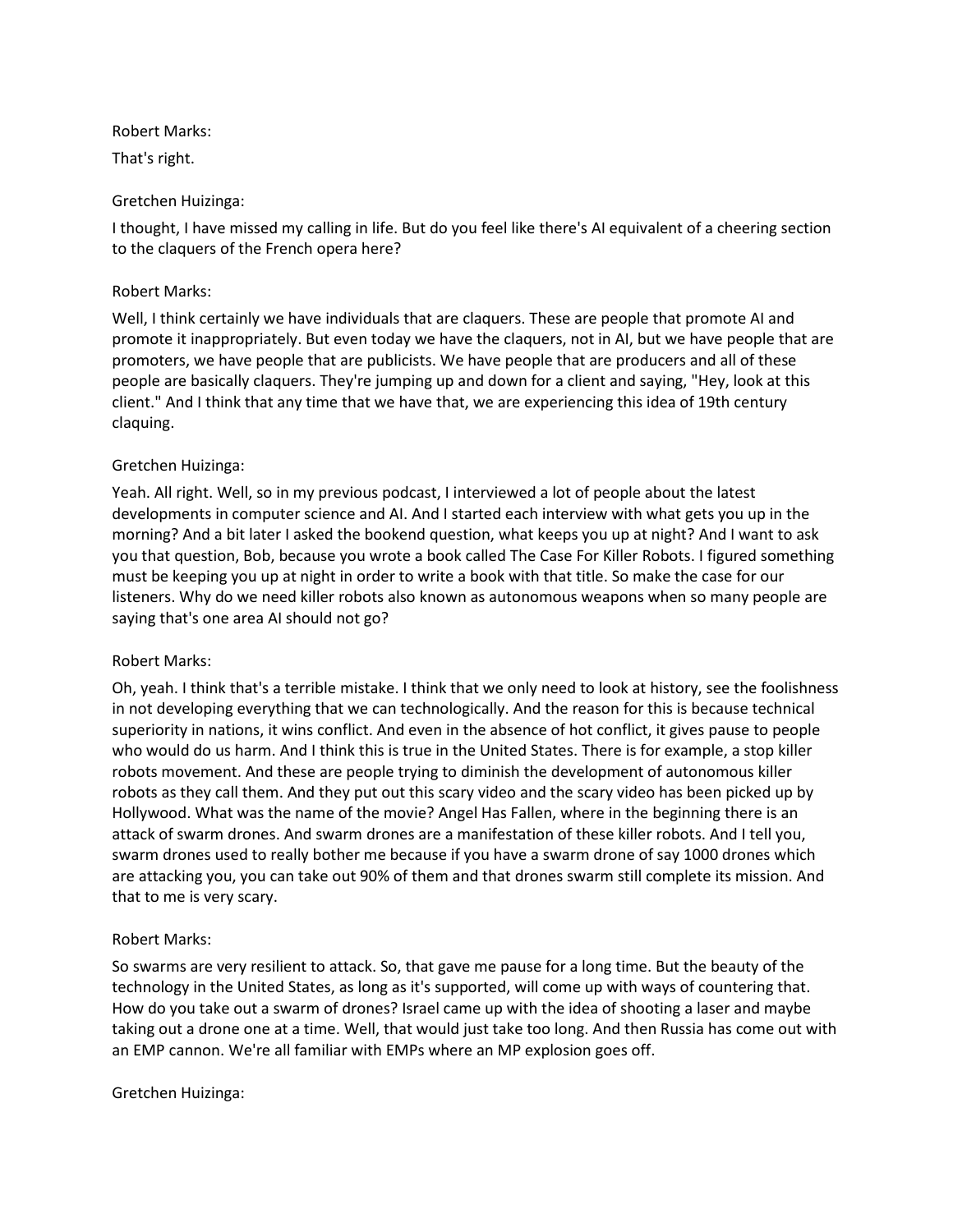Robert Marks:

That's right.

Gretchen Huizinga:

I thought, I have missed my calling in life. But do you feel like there's AI equivalent of a cheering section to the claquers of the French opera here?

Robert Marks:

Well, I think certainly we have individuals that are claquers. These are people that promote AI and promote it inappropriately. But even today we have the claquers, not in AI, but we have people that are promoters, we have people that are publicists. We have people that are producers and all of these people are basically claquers. They're jumping up and down for a client and saying, "Hey, look at this client." And I think that any time that we have that, we are experiencing this idea of 19th century claquing.

Gretchen Huizinga:

Yeah. All right. Well, so in my previous podcast, I interviewed a lot of people about the latest developments in computer science and AI. And I started each interview with what gets you up in the morning? And a bit later I asked the bookend question, what keeps you up at night? And I want to ask you that question, Bob, because you wrote a book called The Case For Killer Robots. I figured something must be keeping you up at night in order to write a book with that title. So make the case for our listeners. Why do we need killer robots also known as autonomous weapons when so many people are saying that's one area AI should not go?

Robert Marks:

Oh, yeah. I think that's a terrible mistake. I think that we only need to look at history, see the foolishness in not developing everything that we can technologically. And the reason for this is because technical superiority in nations, it wins conflict. And even in the absence of hot conflict, it gives pause to people who would do us harm. And I think this is true in the United States. There is for example, a stop killer robots movement. And these are people trying to diminish the development of autonomous killer robots as they call them. And they put out this scary video and the scary video has been picked up by Hollywood. What was the name of the movie? Angel Has Fallen, where in the beginning there is an attack of swarm drones. And swarm drones are a manifestation of these killer robots. And I tell you, swarm drones used to really bother me because if you have a swarm drone of say 1000 drones which are attacking you, you can take out 90% of them and that drones swarm still complete its mission. And that to me is very scary.

Robert Marks:

So swarms are very resilient to attack. So, that gave me pause for a long time. But the beauty of the technology in the United States, as long as it's supported, will come up with ways of countering that. How do you take out a swarm of drones? Israel came up with the idea of shooting a laser and maybe taking out a drone one at a time. Well, that would just take too long. And then Russia has come out with an EMP cannon. We're all familiar with EMPs where an MP explosion goes off.

Gretchen Huizinga: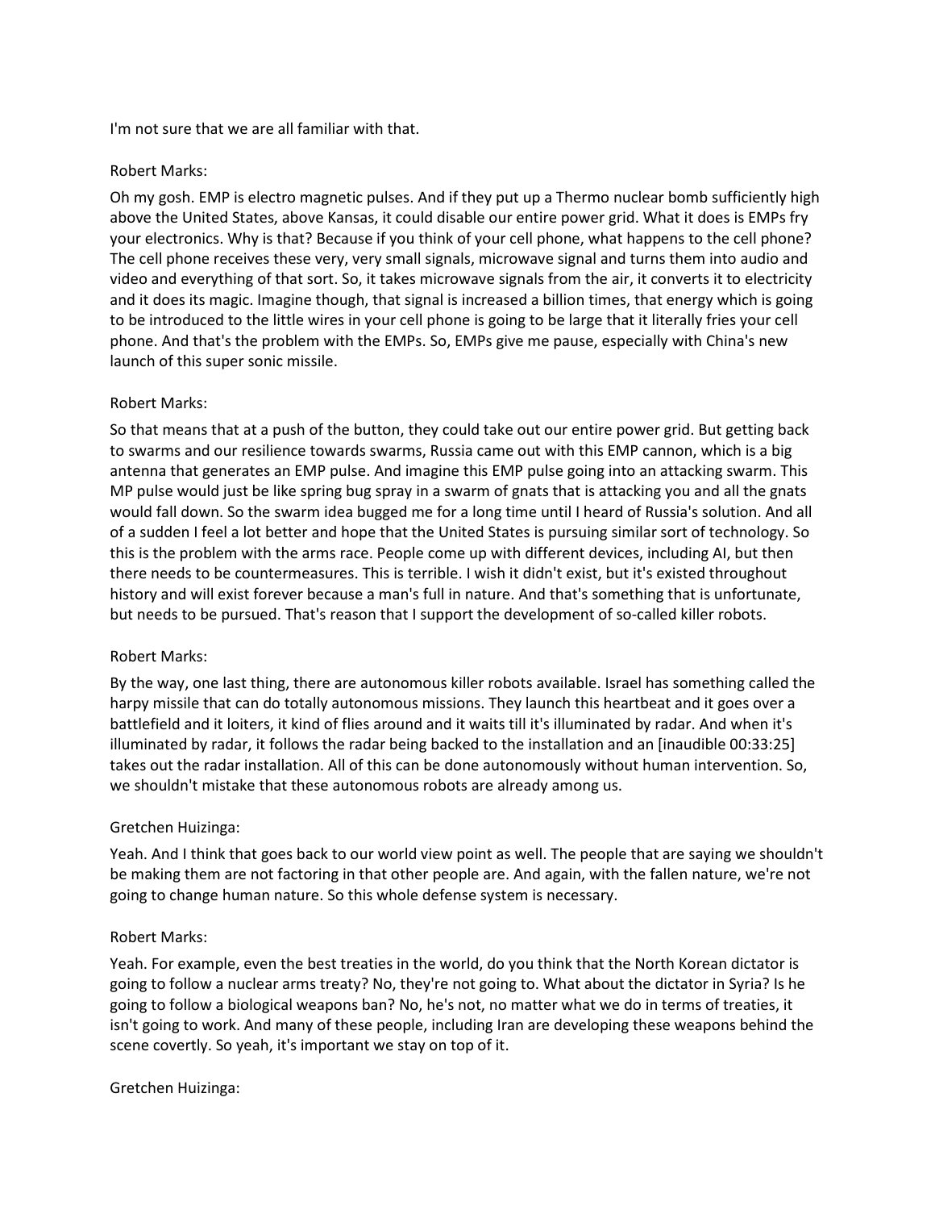I'm not sure that we are all familiar with that.

Robert Marks:

Oh my gosh. EMP is electro magnetic pulses. And if they put up a Thermo nuclear bomb sufficiently high above the United States, above Kansas, it could disable our entire power grid. What it does is EMPs fry your electronics. Why is that? Because if you think of your cell phone, what happens to the cell phone? The cell phone receives these very, very small signals, microwave signal and turns them into audio and video and everything of that sort. So, it takes microwave signals from the air, it converts it to electricity and it does its magic. Imagine though, that signal is increased a billion times, that energy which is going to be introduced to the little wires in your cell phone is going to be large that it literally fries your cell phone. And that's the problem with the EMPs. So, EMPs give me pause, especially with China's new launch of this super sonic missile.

Robert Marks:

So that means that at a push of the button, they could take out our entire power grid. But getting back to swarms and our resilience towards swarms, Russia came out with this EMP cannon, which is a big antenna that generates an EMP pulse. And imagine this EMP pulse going into an attacking swarm. This MP pulse would just be like spring bug spray in a swarm of gnats that is attacking you and all the gnats would fall down. So the swarm idea bugged me for a long time until I heard of Russia's solution. And all of a sudden I feel a lot better and hope that the United States is pursuing similar sort of technology. So this is the problem with the arms race. People come up with different devices, including AI, but then there needs to be countermeasures. This is terrible. I wish it didn't exist, but it's existed throughout history and will exist forever because a man's full in nature. And that's something that is unfortunate, but needs to be pursued. That's reason that I support the development of so-called killer robots.

Robert Marks:

By the way, one last thing, there are autonomous killer robots available. Israel has something called the harpy missile that can do totally autonomous missions. They launch this heartbeat and it goes over a battlefield and it loiters, it kind of flies around and it waits till it's illuminated by radar. And when it's illuminated by radar, it follows the radar being backed to the installation and an [inaudible 00:33:25] takes out the radar installation. All of this can be done autonomously without human intervention. So, we shouldn't mistake that these autonomous robots are already among us.

Gretchen Huizinga:

Yeah. And I think that goes back to our world view point as well. The people that are saying we shouldn't be making them are not factoring in that other people are. And again, with the fallen nature, we're not going to change human nature. So this whole defense system is necessary.

Robert Marks:

Yeah. For example, even the best treaties in the world, do you think that the North Korean dictator is going to follow a nuclear arms treaty? No, they're not going to. What about the dictator in Syria? Is he going to follow a biological weapons ban? No, he's not, no matter what we do in terms of treaties, it isn't going to work. And many of these people, including Iran are developing these weapons behind the scene covertly. So yeah, it's important we stay on top of it.

Gretchen Huizinga: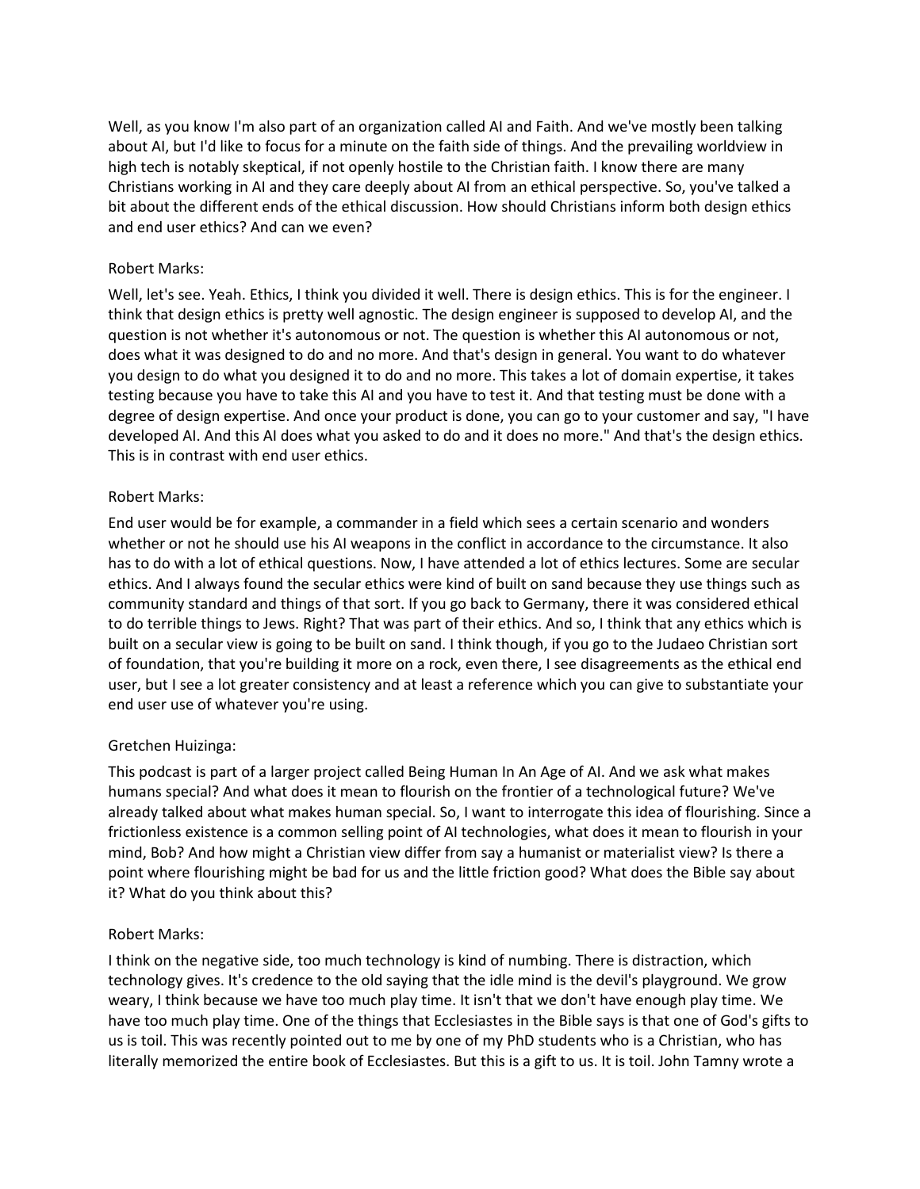Well, as you know I'm also part of an organization called AI and Faith. And we've mostly been talking about AI, but I'd like to focus for a minute on the faith side of things. And the prevailing worldview in high tech is notably skeptical, if not openly hostile to the Christian faith. I know there are many Christians working in AI and they care deeply about AI from an ethical perspective. So, you've talked a bit about the different ends of the ethical discussion. How should Christians inform both design ethics and end user ethics? And can we even?

Robert Marks:

Well, let's see. Yeah. Ethics, I think you divided it well. There is design ethics. This is for the engineer. I think that design ethics is pretty well agnostic. The design engineer is supposed to develop AI, and the question is not whether it's autonomous or not. The question is whether this AI autonomous or not, does what it was designed to do and no more. And that's design in general. You want to do whatever you design to do what you designed it to do and no more. This takes a lot of domain expertise, it takes testing because you have to take this AI and you have to test it. And that testing must be done with a degree of design expertise. And once your product is done, you can go to your customer and say, "I have developed AI. And this AI does what you asked to do and it does no more." And that's the design ethics. This is in contrast with end user ethics.

Robert Marks:

End user would be for example, a commander in a field which sees a certain scenario and wonders whether or not he should use his AI weapons in the conflict in accordance to the circumstance. It also has to do with a lot of ethical questions. Now, I have attended a lot of ethics lectures. Some are secular ethics. And I always found the secular ethics were kind of built on sand because they use things such as community standard and things of that sort. If you go back to Germany, there it was considered ethical to do terrible things to Jews. Right? That was part of their ethics. And so, I think that any ethics which is built on a secular view is going to be built on sand. I think though, if you go to the Judaeo Christian sort of foundation, that you're building it more on a rock, even there, I see disagreements as the ethical end user, but I see a lot greater consistency and at least a reference which you can give to substantiate your end user use of whatever you're using.

Gretchen Huizinga:

This podcast is part of a larger project called Being Human In An Age of AI. And we ask what makes humans special? And what does it mean to flourish on the frontier of a technological future? We've already talked about what makes human special. So, I want to interrogate this idea of flourishing. Since a frictionless existence is a common selling point of AI technologies, what does it mean to flourish in your mind, Bob? And how might a Christian view differ from say a humanist or materialist view? Is there a point where flourishing might be bad for us and the little friction good? What does the Bible say about it? What do you think about this?

Robert Marks:

I think on the negative side, too much technology is kind of numbing. There is distraction, which technology gives. It's credence to the old saying that the idle mind is the devil's playground. We grow weary, I think because we have too much play time. It isn't that we don't have enough play time. We have too much play time. One of the things that Ecclesiastes in the Bible says is that one of God's gifts to us is toil. This was recently pointed out to me by one of my PhD students who is a Christian, who has literally memorized the entire book of Ecclesiastes. But this is a gift to us. It is toil. John Tamny wrote a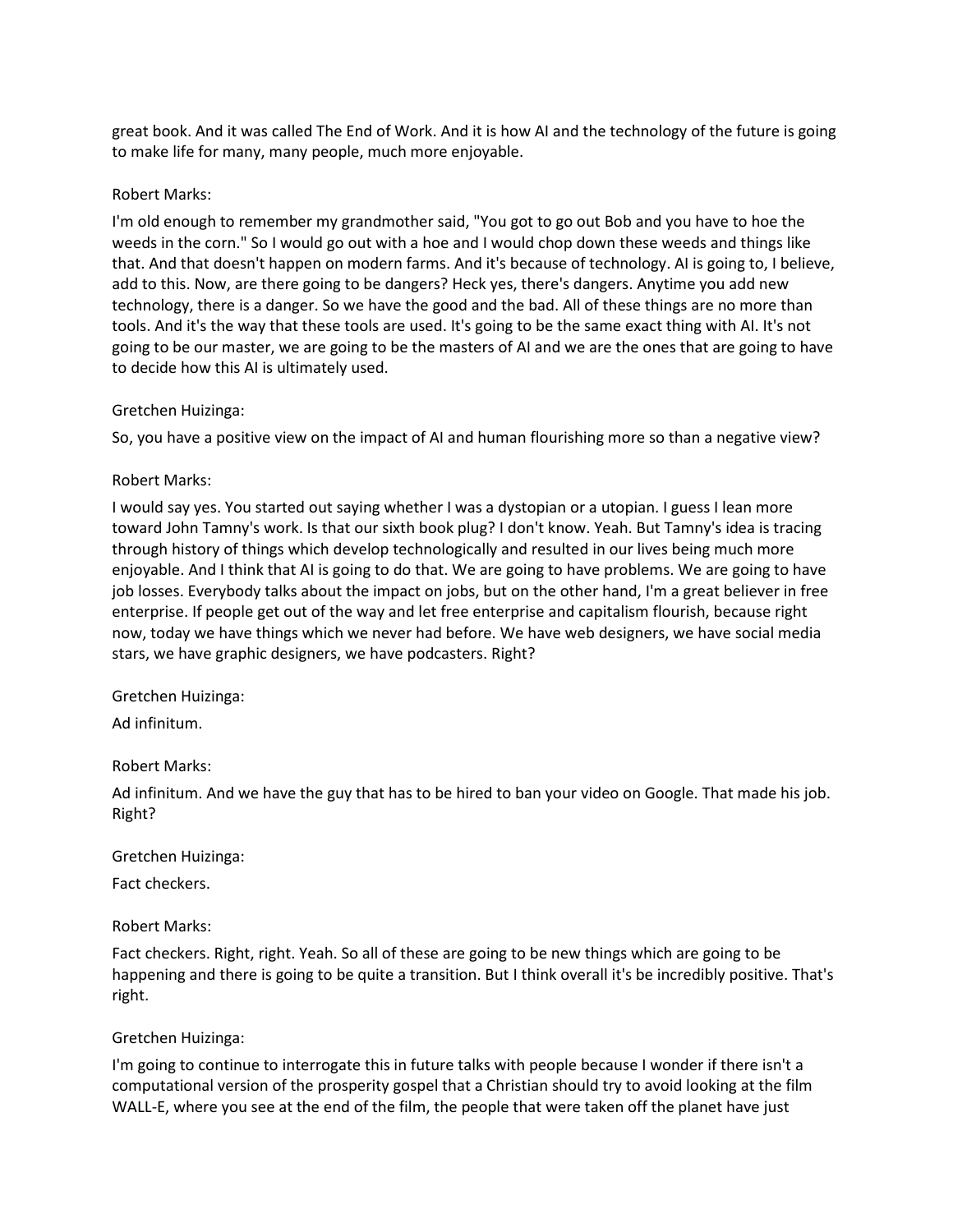great book. And it was called The End of Work. And it is how AI and the technology of the future is going to make life for many, many people, much more enjoyable.

Robert Marks:

I'm old enough to remember my grandmother said, "You got to go out Bob and you have to hoe the weeds in the corn." So I would go out with a hoe and I would chop down these weeds and things like that. And that doesn't happen on modern farms. And it's because of technology. AI is going to, I believe, add to this. Now, are there going to be dangers? Heck yes, there's dangers. Anytime you add new technology, there is a danger. So we have the good and the bad. All of these things are no more than tools. And it's the way that these tools are used. It's going to be the same exact thing with AI. It's not going to be our master, we are going to be the masters of AI and we are the ones that are going to have to decide how this AI is ultimately used.

Gretchen Huizinga:

So, you have a positive view on the impact of AI and human flourishing more so than a negative view?

Robert Marks:

I would say yes. You started out saying whether I was a dystopian or a utopian. I guess I lean more toward John Tamny's work. Is that our sixth book plug? I don't know. Yeah. But Tamny's idea is tracing through history of things which develop technologically and resulted in our lives being much more enjoyable. And I think that AI is going to do that. We are going to have problems. We are going to have job losses. Everybody talks about the impact on jobs, but on the other hand, I'm a great believer in free enterprise. If people get out of the way and let free enterprise and capitalism flourish, because right now, today we have things which we never had before. We have web designers, we have social media stars, we have graphic designers, we have podcasters. Right?

Gretchen Huizinga:

Ad infinitum.

Robert Marks:

Ad infinitum. And we have the guy that has to be hired to ban your video on Google. That made his job. Right?

Gretchen Huizinga:

Fact checkers.

Robert Marks:

Fact checkers. Right, right. Yeah. So all of these are going to be new things which are going to be happening and there is going to be quite a transition. But I think overall it's be incredibly positive. That's right.

Gretchen Huizinga:

I'm going to continue to interrogate this in future talks with people because I wonder if there isn't a computational version of the prosperity gospel that a Christian should try to avoid looking at the film WALL-E, where you see at the end of the film, the people that were taken off the planet have just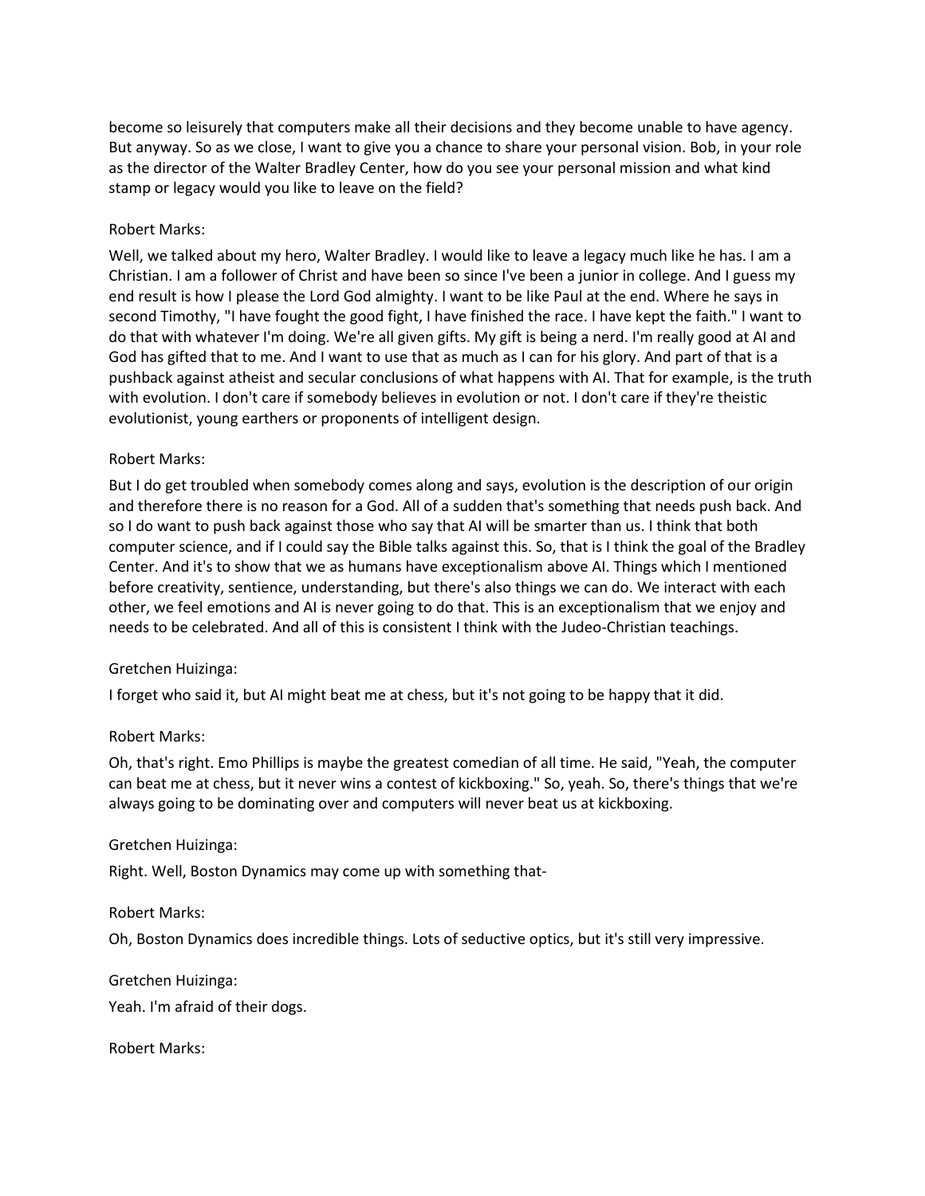become so leisurely that computers make all their decisions and they become unable to have agency. But anyway. So as we close, I want to give you a chance to share your personal vision. Bob, in your role as the director of the Walter Bradley Center, how do you see your personal mission and what kind stamp or legacy would you like to leave on the field?

Robert Marks:

Well, we talked about my hero, Walter Bradley. I would like to leave a legacy much like he has. I am a Christian. I am a follower of Christ and have been so since I've been a junior in college. And I guess my end result is how I please the Lord God almighty. I want to be like Paul at the end. Where he says in second Timothy, "I have fought the good fight, I have finished the race. I have kept the faith." I want to do that with whatever I'm doing. We're all given gifts. My gift is being a nerd. I'm really good at AI and God has gifted that to me. And I want to use that as much as I can for his glory. And part of that is a pushback against atheist and secular conclusions of what happens with AI. That for example, is the truth with evolution. I don't care if somebody believes in evolution or not. I don't care if they're theistic evolutionist, young earthers or proponents of intelligent design.

Robert Marks:

But I do get troubled when somebody comes along and says, evolution is the description of our origin and therefore there is no reason for a God. All of a sudden that's something that needs push back. And so I do want to push back against those who say that AI will be smarter than us. I think that both computer science, and if I could say the Bible talks against this. So, that is I think the goal of the Bradley Center. And it's to show that we as humans have exceptionalism above AI. Things which I mentioned before creativity, sentience, understanding, but there's also things we can do. We interact with each other, we feel emotions and AI is never going to do that. This is an exceptionalism that we enjoy and needs to be celebrated. And all of this is consistent I think with the Judeo-Christian teachings.

Gretchen Huizinga:

I forget who said it, but AI might beat me at chess, but it's not going to be happy that it did.

Robert Marks:

Oh, that's right. Emo Phillips is maybe the greatest comedian of all time. He said, "Yeah, the computer can beat me at chess, but it never wins a contest of kickboxing." So, yeah. So, there's things that we're always going to be dominating over and computers will never beat us at kickboxing.

Gretchen Huizinga:

Right. Well, Boston Dynamics may come up with something that-

Robert Marks:

Oh, Boston Dynamics does incredible things. Lots of seductive optics, but it's still very impressive.

Gretchen Huizinga:

Yeah. I'm afraid of their dogs.

Robert Marks: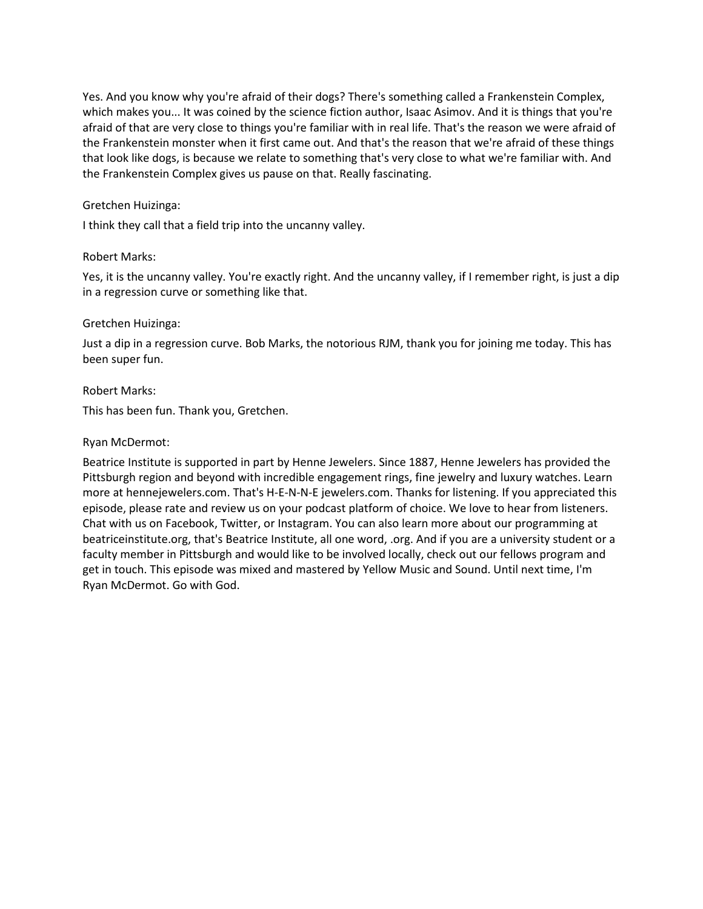Yes. And you know why you're afraid of their dogs? There's something called a Frankenstein Complex, which makes you... It was coined by the science fiction author, Isaac Asimov. And it is things that you're afraid of that are very close to things you're familiar with in real life. That's the reason we were afraid of the Frankenstein monster when it first came out. And that's the reason that we're afraid of these things that look like dogs, is because we relate to something that's very close to what we're familiar with. And the Frankenstein Complex gives us pause on that. Really fascinating.

Gretchen Huizinga:

I think they call that a field trip into the uncanny valley.

Robert Marks:

Yes, it is the uncanny valley. You're exactly right. And the uncanny valley, if I remember right, is just a dip in a regression curve or something like that.

Gretchen Huizinga:

Just a dip in a regression curve. Bob Marks, the notorious RJM, thank you for joining me today. This has been super fun.

Robert Marks:

This has been fun. Thank you, Gretchen.

Ryan McDermot:

Beatrice Institute is supported in part by Henne Jewelers. Since 1887, Henne Jewelers has provided the Pittsburgh region and beyond with incredible engagement rings, fine jewelry and luxury watches. Learn more at hennejewelers.com. That's H-E-N-N-E jewelers.com. Thanks for listening. If you appreciated this episode, please rate and review us on your podcast platform of choice. We love to hear from listeners. Chat with us on Facebook, Twitter, or Instagram. You can also learn more about our programming at beatriceinstitute.org, that's Beatrice Institute, all one word, .org. And if you are a university student or a faculty member in Pittsburgh and would like to be involved locally, check out our fellows program and get in touch. This episode was mixed and mastered by Yellow Music and Sound. Until next time, I'm Ryan McDermot. Go with God.